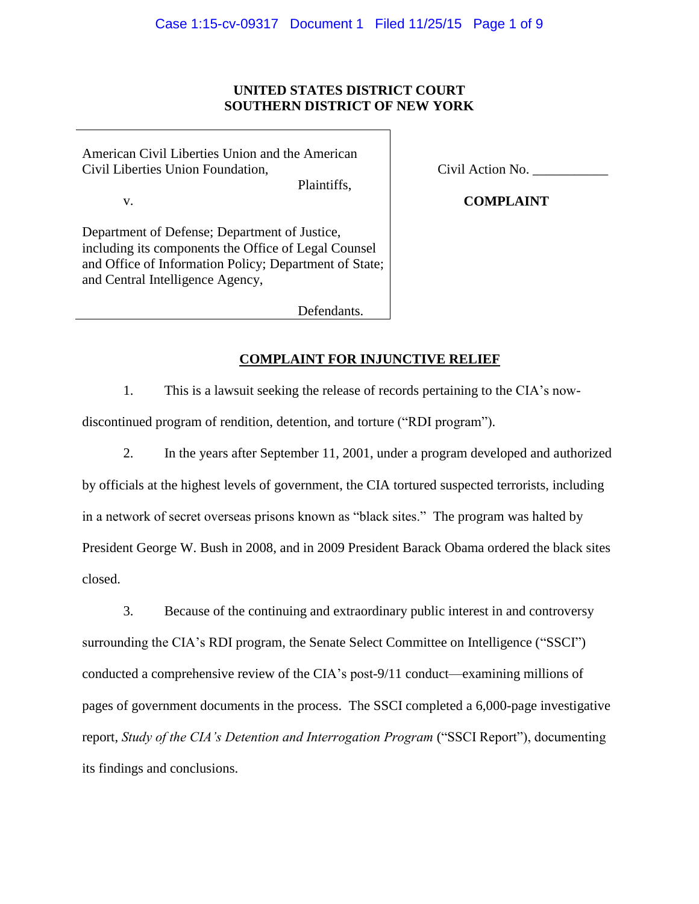**UNITED STATES DISTRICT COURT**
**SOUTHERN DISTRICT OF NEW YORK**

American Civil Liberties Union and the American Civil Liberties Union Foundation,

Plaintiffs,

v.

Department of Defense; Department of Justice, including its components the Office of Legal Counsel and Office of Information Policy; Department of State; and Central Intelligence Agency,

Defendants.

Civil Action No. ___________

**COMPLAINT**

## COMPLAINT FOR INJUNCTIVE RELIEF

1. This is a lawsuit seeking the release of records pertaining to the CIA's now-discontinued program of rendition, detention, and torture ("RDI program").

2. In the years after September 11, 2001, under a program developed and authorized by officials at the highest levels of government, the CIA tortured suspected terrorists, including in a network of secret overseas prisons known as "black sites." The program was halted by President George W. Bush in 2008, and in 2009 President Barack Obama ordered the black sites closed.

3. Because of the continuing and extraordinary public interest in and controversy surrounding the CIA's RDI program, the Senate Select Committee on Intelligence ("SSCI") conducted a comprehensive review of the CIA's post-9/11 conduct—examining millions of pages of government documents in the process. The SSCI completed a 6,000-page investigative report, *Study of the CIA's Detention and Interrogation Program* ("SSCI Report"), documenting its findings and conclusions.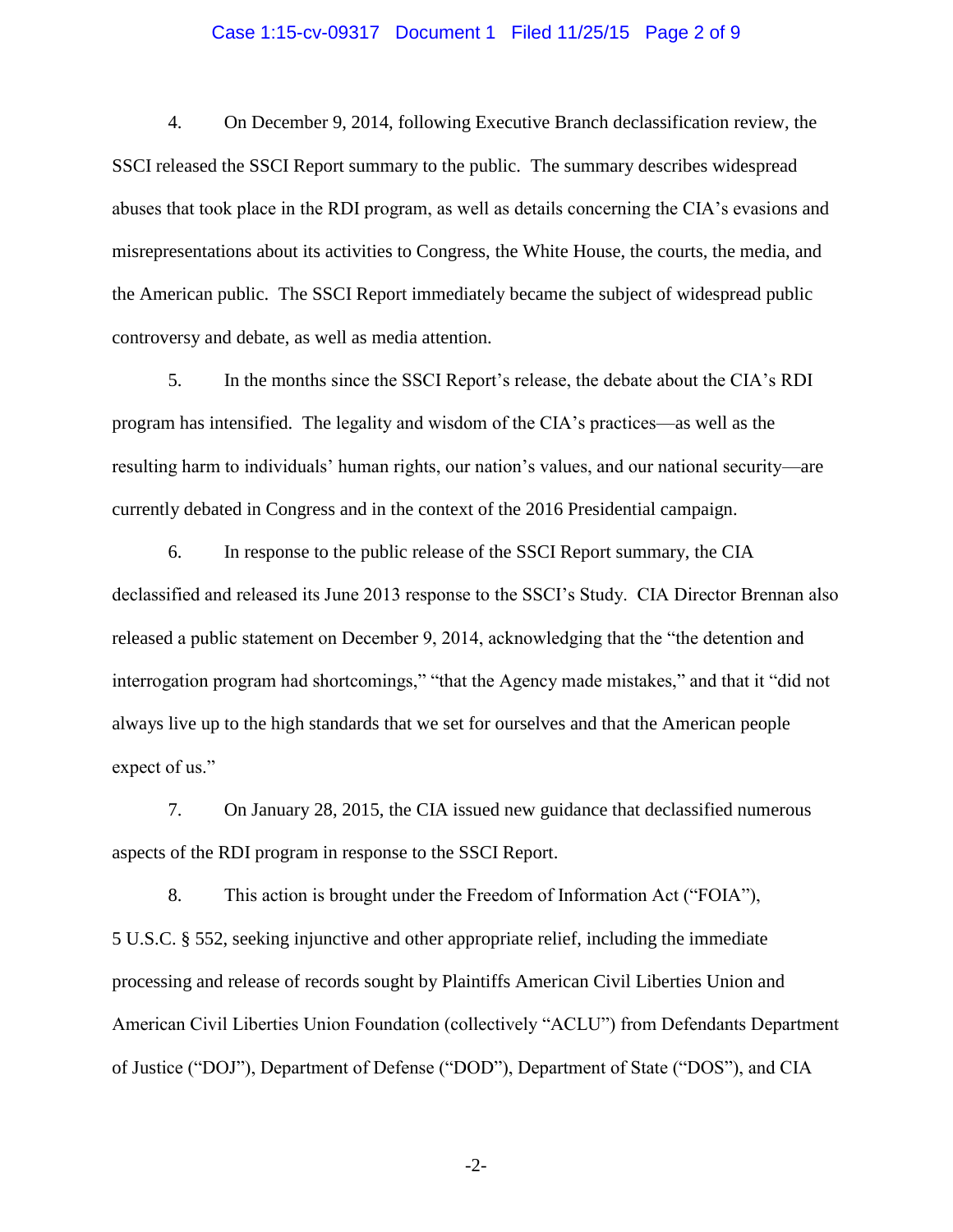4. On December 9, 2014, following Executive Branch declassification review, the SSCI released the SSCI Report summary to the public. The summary describes widespread abuses that took place in the RDI program, as well as details concerning the CIA's evasions and misrepresentations about its activities to Congress, the White House, the courts, the media, and the American public. The SSCI Report immediately became the subject of widespread public controversy and debate, as well as media attention.

5. In the months since the SSCI Report's release, the debate about the CIA's RDI program has intensified. The legality and wisdom of the CIA's practices—as well as the resulting harm to individuals' human rights, our nation's values, and our national security—are currently debated in Congress and in the context of the 2016 Presidential campaign.

6. In response to the public release of the SSCI Report summary, the CIA declassified and released its June 2013 response to the SSCI's Study. CIA Director Brennan also released a public statement on December 9, 2014, acknowledging that the "the detention and interrogation program had shortcomings," "that the Agency made mistakes," and that it "did not always live up to the high standards that we set for ourselves and that the American people expect of us."

7. On January 28, 2015, the CIA issued new guidance that declassified numerous aspects of the RDI program in response to the SSCI Report.

8. This action is brought under the Freedom of Information Act ("FOIA"), 5 U.S.C. § 552, seeking injunctive and other appropriate relief, including the immediate processing and release of records sought by Plaintiffs American Civil Liberties Union and American Civil Liberties Union Foundation (collectively "ACLU") from Defendants Department of Justice ("DOJ"), Department of Defense ("DOD"), Department of State ("DOS"), and CIA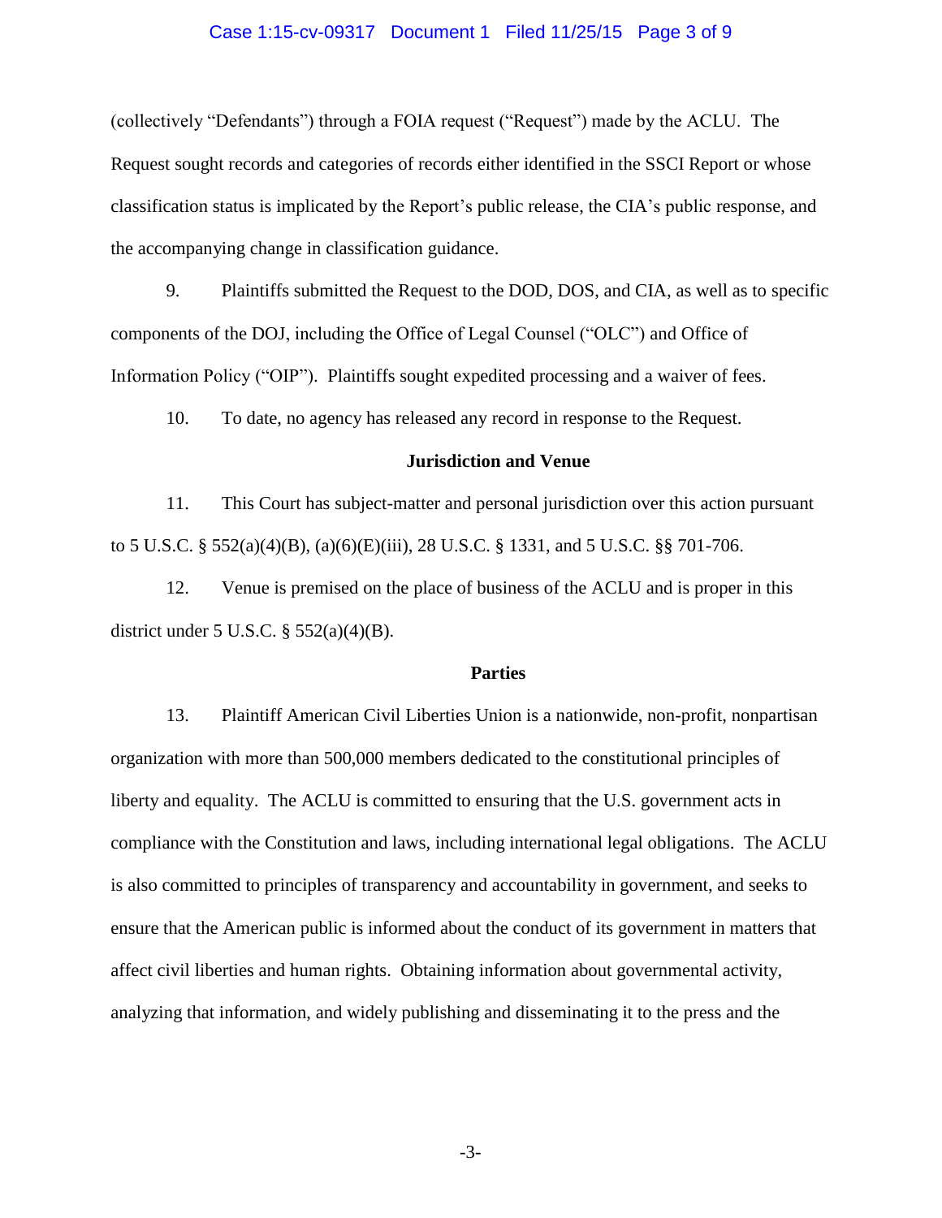(collectively "Defendants") through a FOIA request ("Request") made by the ACLU. The Request sought records and categories of records either identified in the SSCI Report or whose classification status is implicated by the Report's public release, the CIA's public response, and the accompanying change in classification guidance.

9. Plaintiffs submitted the Request to the DOD, DOS, and CIA, as well as to specific components of the DOJ, including the Office of Legal Counsel ("OLC") and Office of Information Policy ("OIP"). Plaintiffs sought expedited processing and a waiver of fees.

10. To date, no agency has released any record in response to the Request.

**Jurisdiction and Venue**

11. This Court has subject-matter and personal jurisdiction over this action pursuant to 5 U.S.C. § 552(a)(4)(B), (a)(6)(E)(iii), 28 U.S.C. § 1331, and 5 U.S.C. §§ 701-706.

12. Venue is premised on the place of business of the ACLU and is proper in this district under 5 U.S.C. § 552(a)(4)(B).

**Parties**

13. Plaintiff American Civil Liberties Union is a nationwide, non-profit, nonpartisan organization with more than 500,000 members dedicated to the constitutional principles of liberty and equality. The ACLU is committed to ensuring that the U.S. government acts in compliance with the Constitution and laws, including international legal obligations. The ACLU is also committed to principles of transparency and accountability in government, and seeks to ensure that the American public is informed about the conduct of its government in matters that affect civil liberties and human rights. Obtaining information about governmental activity, analyzing that information, and widely publishing and disseminating it to the press and the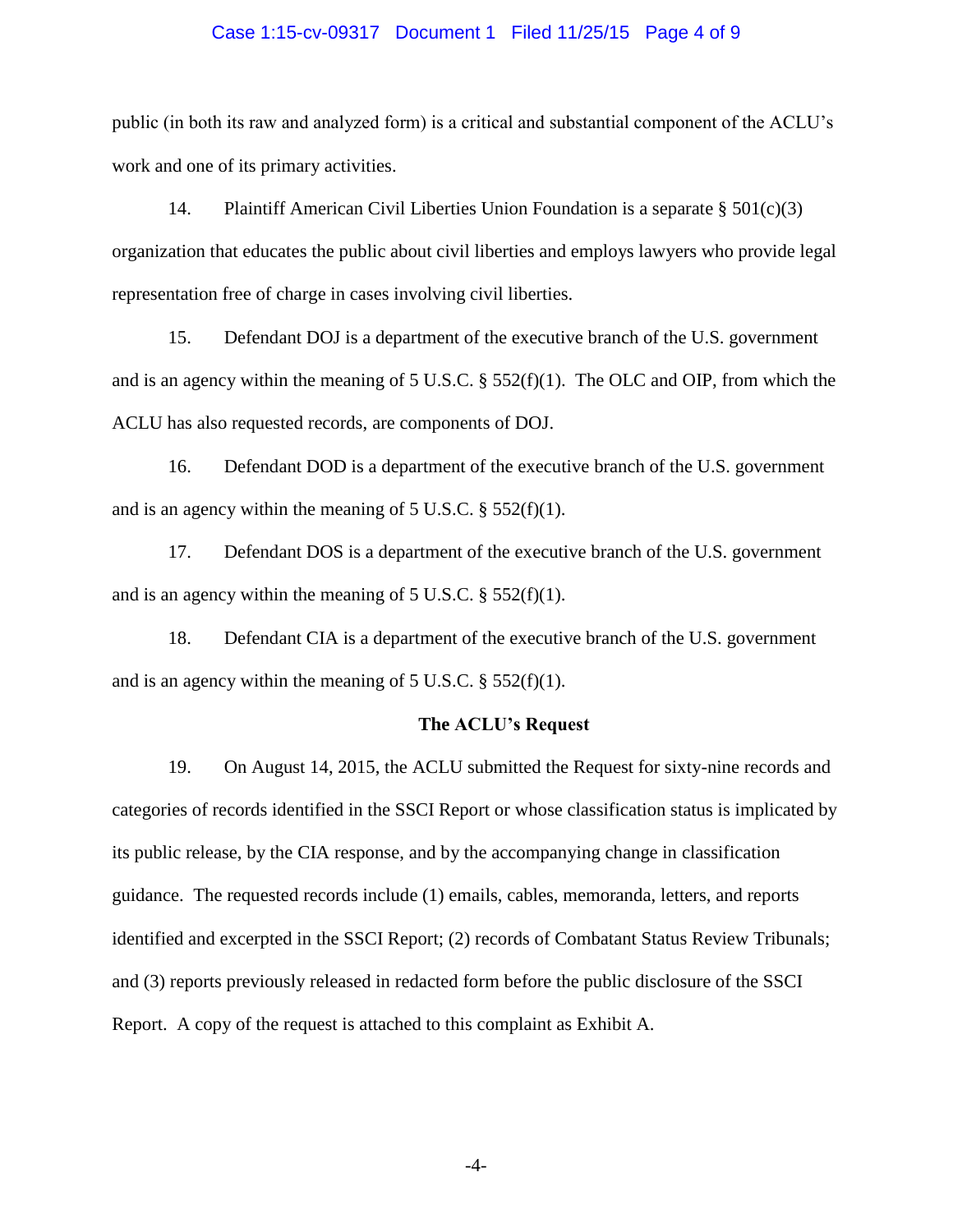public (in both its raw and analyzed form) is a critical and substantial component of the ACLU's work and one of its primary activities.

14. Plaintiff American Civil Liberties Union Foundation is a separate § 501(c)(3) organization that educates the public about civil liberties and employs lawyers who provide legal representation free of charge in cases involving civil liberties.

15. Defendant DOJ is a department of the executive branch of the U.S. government and is an agency within the meaning of 5 U.S.C. § 552(f)(1). The OLC and OIP, from which the ACLU has also requested records, are components of DOJ.

16. Defendant DOD is a department of the executive branch of the U.S. government and is an agency within the meaning of 5 U.S.C. § 552(f)(1).

17. Defendant DOS is a department of the executive branch of the U.S. government and is an agency within the meaning of 5 U.S.C. § 552(f)(1).

18. Defendant CIA is a department of the executive branch of the U.S. government and is an agency within the meaning of 5 U.S.C. § 552(f)(1).

**The ACLU's Request**

19. On August 14, 2015, the ACLU submitted the Request for sixty-nine records and categories of records identified in the SSCI Report or whose classification status is implicated by its public release, by the CIA response, and by the accompanying change in classification guidance. The requested records include (1) emails, cables, memoranda, letters, and reports identified and excerpted in the SSCI Report; (2) records of Combatant Status Review Tribunals; and (3) reports previously released in redacted form before the public disclosure of the SSCI Report. A copy of the request is attached to this complaint as Exhibit A.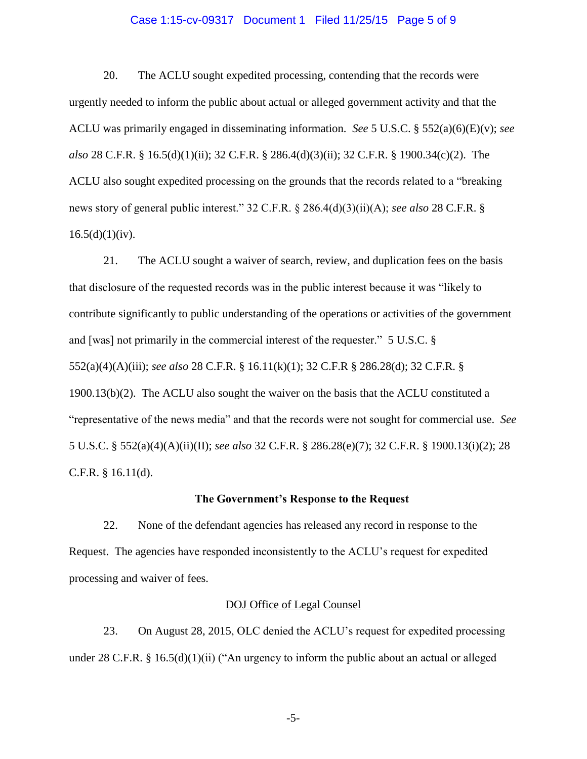20. The ACLU sought expedited processing, contending that the records were urgently needed to inform the public about actual or alleged government activity and that the ACLU was primarily engaged in disseminating information. *See* 5 U.S.C. § 552(a)(6)(E)(v); *see also* 28 C.F.R. § 16.5(d)(1)(ii); 32 C.F.R. § 286.4(d)(3)(ii); 32 C.F.R. § 1900.34(c)(2). The ACLU also sought expedited processing on the grounds that the records related to a "breaking news story of general public interest." 32 C.F.R. § 286.4(d)(3)(ii)(A); *see also* 28 C.F.R. § 16.5(d)(1)(iv).

21. The ACLU sought a waiver of search, review, and duplication fees on the basis that disclosure of the requested records was in the public interest because it was "likely to contribute significantly to public understanding of the operations or activities of the government and [was] not primarily in the commercial interest of the requester." 5 U.S.C. § 552(a)(4)(A)(iii); *see also* 28 C.F.R. § 16.11(k)(1); 32 C.F.R § 286.28(d); 32 C.F.R. § 1900.13(b)(2). The ACLU also sought the waiver on the basis that the ACLU constituted a "representative of the news media" and that the records were not sought for commercial use. *See* 5 U.S.C. § 552(a)(4)(A)(ii)(II); *see also* 32 C.F.R. § 286.28(e)(7); 32 C.F.R. § 1900.13(i)(2); 28 C.F.R. § 16.11(d).

**The Government's Response to the Request**

22. None of the defendant agencies has released any record in response to the Request. The agencies have responded inconsistently to the ACLU's request for expedited processing and waiver of fees.

<u>DOJ Office of Legal Counsel</u>

23. On August 28, 2015, OLC denied the ACLU's request for expedited processing under 28 C.F.R. § 16.5(d)(1)(ii) ("An urgency to inform the public about an actual or alleged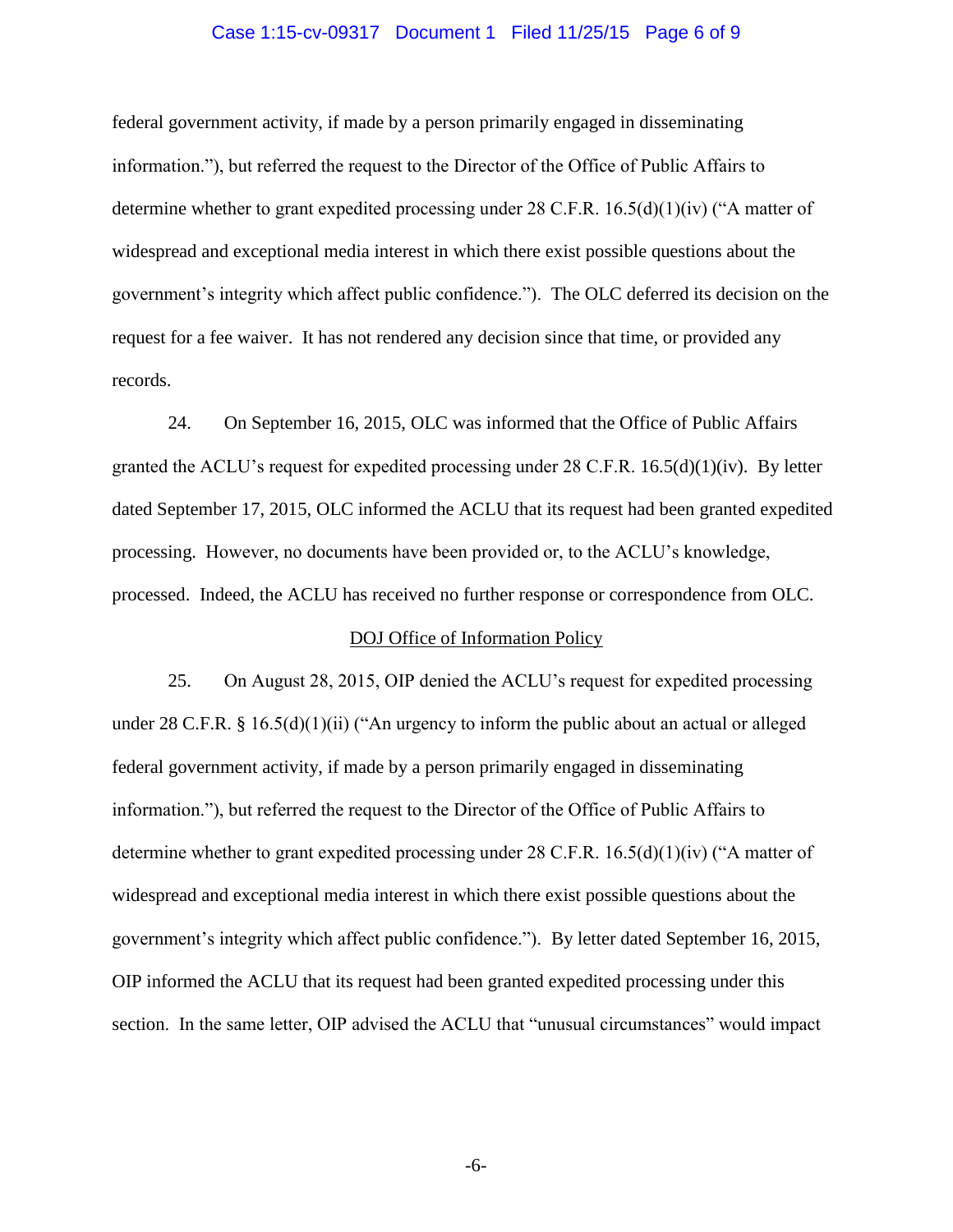federal government activity, if made by a person primarily engaged in disseminating information."), but referred the request to the Director of the Office of Public Affairs to determine whether to grant expedited processing under 28 C.F.R. 16.5(d)(1)(iv) ("A matter of widespread and exceptional media interest in which there exist possible questions about the government's integrity which affect public confidence."). The OLC deferred its decision on the request for a fee waiver. It has not rendered any decision since that time, or provided any records.

24. On September 16, 2015, OLC was informed that the Office of Public Affairs granted the ACLU's request for expedited processing under 28 C.F.R. 16.5(d)(1)(iv). By letter dated September 17, 2015, OLC informed the ACLU that its request had been granted expedited processing. However, no documents have been provided or, to the ACLU's knowledge, processed. Indeed, the ACLU has received no further response or correspondence from OLC.

<u>DOJ Office of Information Policy</u>

25. On August 28, 2015, OIP denied the ACLU's request for expedited processing under 28 C.F.R. § 16.5(d)(1)(ii) ("An urgency to inform the public about an actual or alleged federal government activity, if made by a person primarily engaged in disseminating information."), but referred the request to the Director of the Office of Public Affairs to determine whether to grant expedited processing under 28 C.F.R. 16.5(d)(1)(iv) ("A matter of widespread and exceptional media interest in which there exist possible questions about the government's integrity which affect public confidence."). By letter dated September 16, 2015, OIP informed the ACLU that its request had been granted expedited processing under this section. In the same letter, OIP advised the ACLU that "unusual circumstances" would impact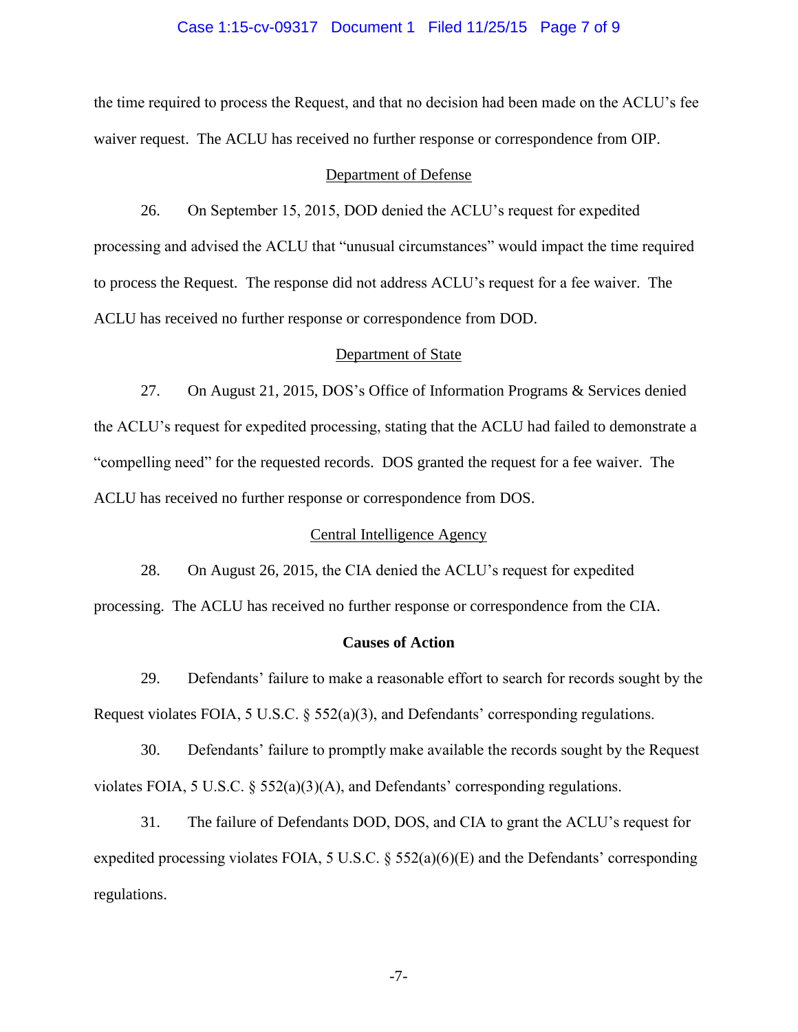the time required to process the Request, and that no decision had been made on the ACLU's fee waiver request. The ACLU has received no further response or correspondence from OIP.

<u>Department of Defense</u>

26. On September 15, 2015, DOD denied the ACLU's request for expedited processing and advised the ACLU that "unusual circumstances" would impact the time required to process the Request. The response did not address ACLU's request for a fee waiver. The ACLU has received no further response or correspondence from DOD.

<u>Department of State</u>

27. On August 21, 2015, DOS's Office of Information Programs & Services denied the ACLU's request for expedited processing, stating that the ACLU had failed to demonstrate a "compelling need" for the requested records. DOS granted the request for a fee waiver. The ACLU has received no further response or correspondence from DOS.

<u>Central Intelligence Agency</u>

28. On August 26, 2015, the CIA denied the ACLU's request for expedited processing. The ACLU has received no further response or correspondence from the CIA.

**Causes of Action**

29. Defendants' failure to make a reasonable effort to search for records sought by the Request violates FOIA, 5 U.S.C. § 552(a)(3), and Defendants' corresponding regulations.

30. Defendants' failure to promptly make available the records sought by the Request violates FOIA, 5 U.S.C. § 552(a)(3)(A), and Defendants' corresponding regulations.

31. The failure of Defendants DOD, DOS, and CIA to grant the ACLU's request for expedited processing violates FOIA, 5 U.S.C. § 552(a)(6)(E) and the Defendants' corresponding regulations.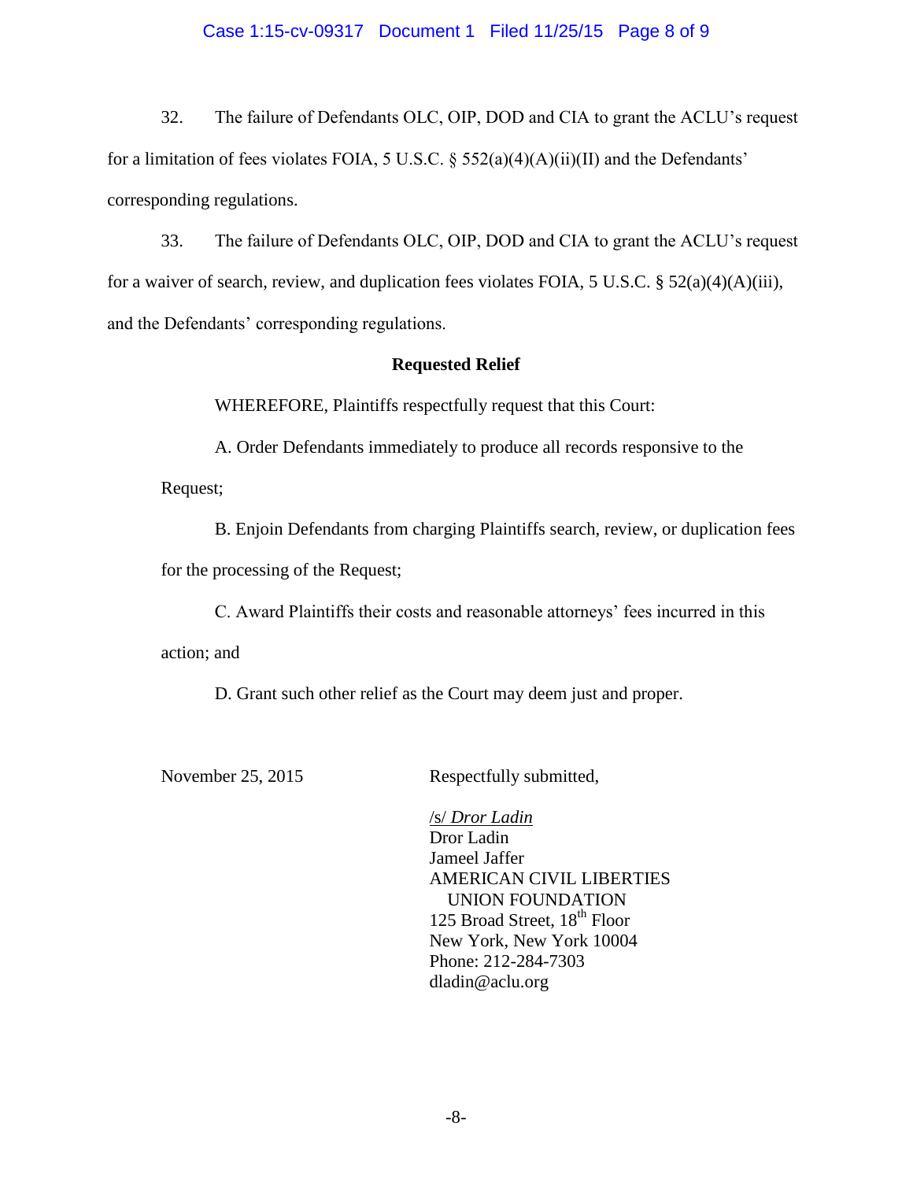32. The failure of Defendants OLC, OIP, DOD and CIA to grant the ACLU's request for a limitation of fees violates FOIA, 5 U.S.C. § 552(a)(4)(A)(ii)(II) and the Defendants' corresponding regulations.

33. The failure of Defendants OLC, OIP, DOD and CIA to grant the ACLU's request for a waiver of search, review, and duplication fees violates FOIA, 5 U.S.C. § 52(a)(4)(A)(iii), and the Defendants' corresponding regulations.

**Requested Relief**

WHEREFORE, Plaintiffs respectfully request that this Court:

A. Order Defendants immediately to produce all records responsive to the Request;

B. Enjoin Defendants from charging Plaintiffs search, review, or duplication fees for the processing of the Request;

C. Award Plaintiffs their costs and reasonable attorneys' fees incurred in this action; and

D. Grant such other relief as the Court may deem just and proper.

November 25, 2015

Respectfully submitted,

/s/ *Dror Ladin*
Dror Ladin
Jameel Jaffer
AMERICAN CIVIL LIBERTIES UNION FOUNDATION
125 Broad Street, 18th Floor
New York, New York 10004
Phone: 212-284-7303
dladin@aclu.org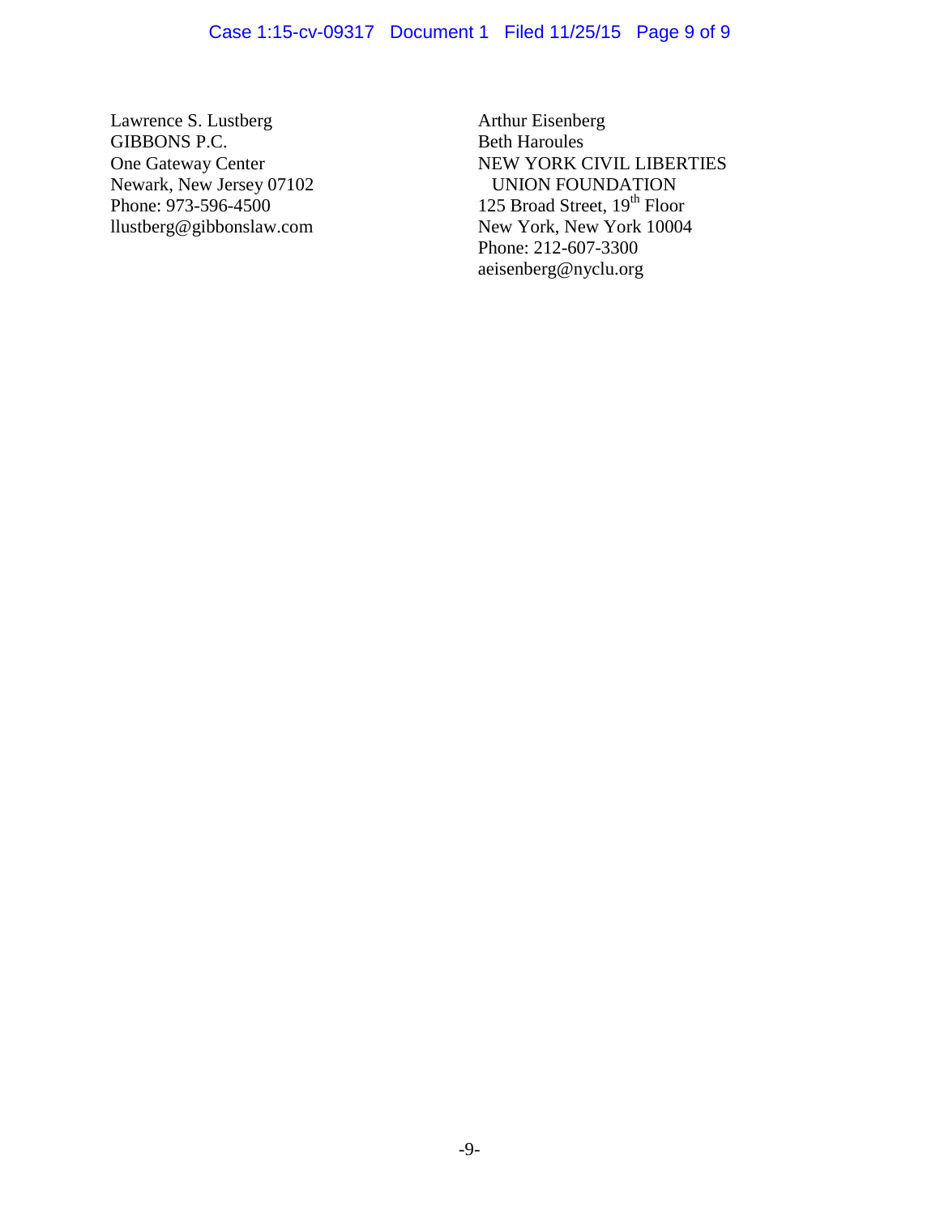Lawrence S. Lustberg
GIBBONS P.C.
One Gateway Center
Newark, New Jersey 07102
Phone: 973-596-4500
llustberg@gibbonslaw.com

Arthur Eisenberg
Beth Haroules
NEW YORK CIVIL LIBERTIES
UNION FOUNDATION
125 Broad Street, 19th Floor
New York, New York 10004
Phone: 212-607-3300
aeisenberg@nyclu.org